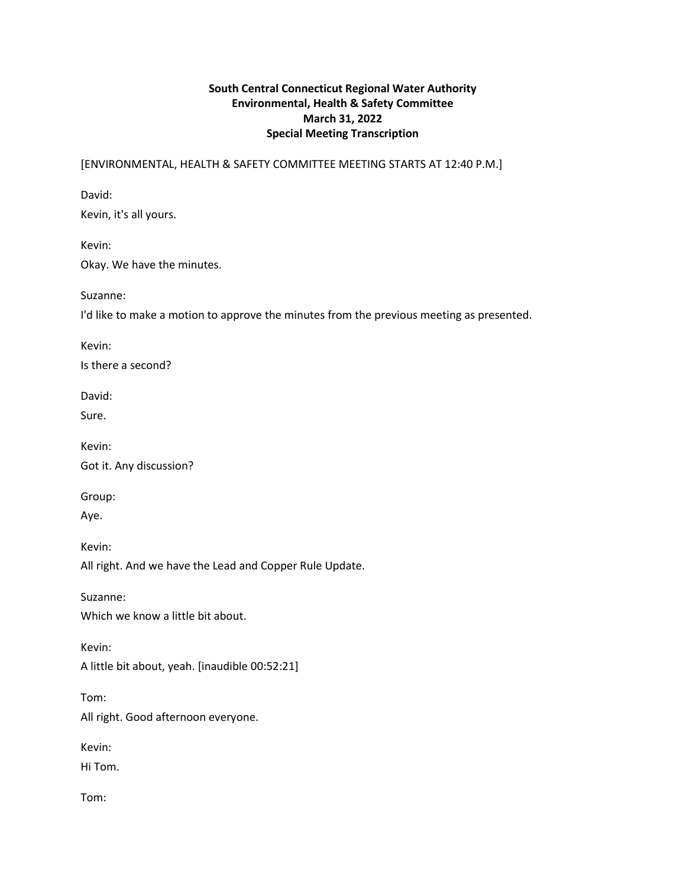**South Central Connecticut Regional Water Authority**
**Environmental, Health & Safety Committee**
**March 31, 2022**
**Special Meeting Transcription**

[ENVIRONMENTAL, HEALTH & SAFETY COMMITTEE MEETING STARTS AT 12:40 P.M.]

David:

Kevin, it's all yours.

Kevin:

Okay. We have the minutes.

Suzanne:

I'd like to make a motion to approve the minutes from the previous meeting as presented.

Kevin:

Is there a second?

David:

Sure.

Kevin:

Got it. Any discussion?

Group:

Aye.

Kevin:

All right. And we have the Lead and Copper Rule Update.

Suzanne:

Which we know a little bit about.

Kevin:

A little bit about, yeah. [inaudible 00:52:21]

Tom:

All right. Good afternoon everyone.

Kevin:

Hi Tom.

Tom: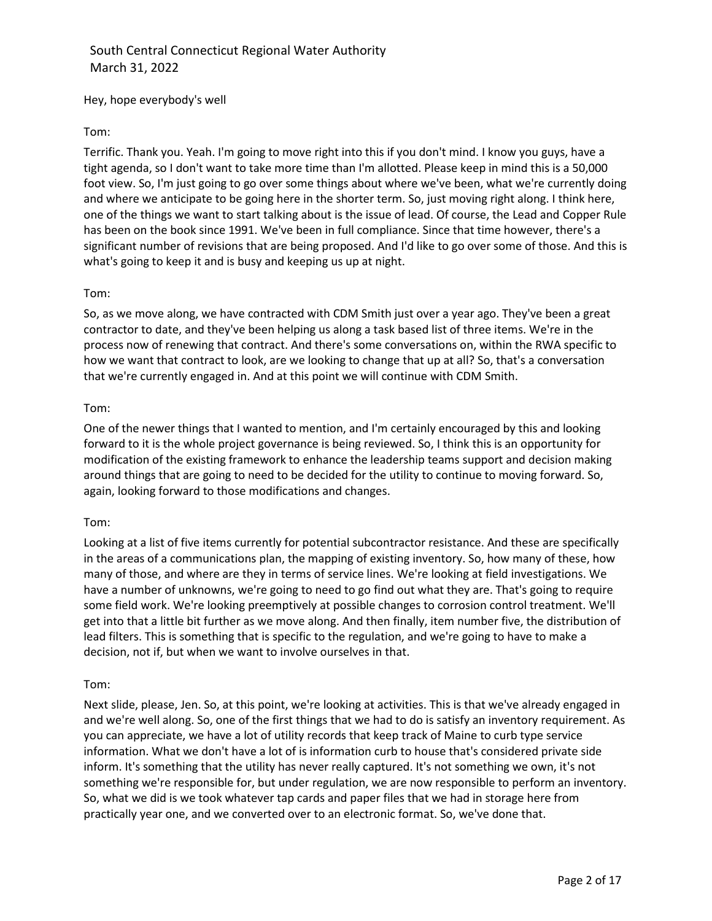Hey, hope everybody's well

Tom:

Terrific. Thank you. Yeah. I'm going to move right into this if you don't mind. I know you guys, have a tight agenda, so I don't want to take more time than I'm allotted. Please keep in mind this is a 50,000 foot view. So, I'm just going to go over some things about where we've been, what we're currently doing and where we anticipate to be going here in the shorter term. So, just moving right along. I think here, one of the things we want to start talking about is the issue of lead. Of course, the Lead and Copper Rule has been on the book since 1991. We've been in full compliance. Since that time however, there's a significant number of revisions that are being proposed. And I'd like to go over some of those. And this is what's going to keep it and is busy and keeping us up at night.

Tom:

So, as we move along, we have contracted with CDM Smith just over a year ago. They've been a great contractor to date, and they've been helping us along a task based list of three items. We're in the process now of renewing that contract. And there's some conversations on, within the RWA specific to how we want that contract to look, are we looking to change that up at all? So, that's a conversation that we're currently engaged in. And at this point we will continue with CDM Smith.

Tom:

One of the newer things that I wanted to mention, and I'm certainly encouraged by this and looking forward to it is the whole project governance is being reviewed. So, I think this is an opportunity for modification of the existing framework to enhance the leadership teams support and decision making around things that are going to need to be decided for the utility to continue to moving forward. So, again, looking forward to those modifications and changes.

Tom:

Looking at a list of five items currently for potential subcontractor resistance. And these are specifically in the areas of a communications plan, the mapping of existing inventory. So, how many of these, how many of those, and where are they in terms of service lines. We're looking at field investigations. We have a number of unknowns, we're going to need to go find out what they are. That's going to require some field work. We're looking preemptively at possible changes to corrosion control treatment. We'll get into that a little bit further as we move along. And then finally, item number five, the distribution of lead filters. This is something that is specific to the regulation, and we're going to have to make a decision, not if, but when we want to involve ourselves in that.

Tom:

Next slide, please, Jen. So, at this point, we're looking at activities. This is that we've already engaged in and we're well along. So, one of the first things that we had to do is satisfy an inventory requirement. As you can appreciate, we have a lot of utility records that keep track of Maine to curb type service information. What we don't have a lot of is information curb to house that's considered private side inform. It's something that the utility has never really captured. It's not something we own, it's not something we're responsible for, but under regulation, we are now responsible to perform an inventory. So, what we did is we took whatever tap cards and paper files that we had in storage here from practically year one, and we converted over to an electronic format. So, we've done that.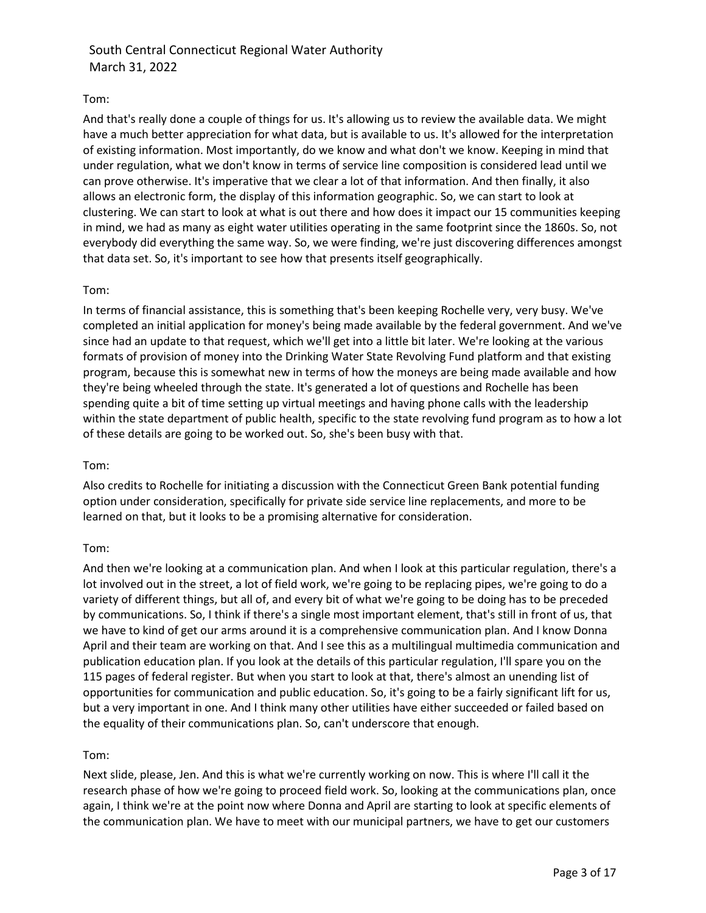Tom:

And that's really done a couple of things for us. It's allowing us to review the available data. We might have a much better appreciation for what data, but is available to us. It's allowed for the interpretation of existing information. Most importantly, do we know and what don't we know. Keeping in mind that under regulation, what we don't know in terms of service line composition is considered lead until we can prove otherwise. It's imperative that we clear a lot of that information. And then finally, it also allows an electronic form, the display of this information geographic. So, we can start to look at clustering. We can start to look at what is out there and how does it impact our 15 communities keeping in mind, we had as many as eight water utilities operating in the same footprint since the 1860s. So, not everybody did everything the same way. So, we were finding, we're just discovering differences amongst that data set. So, it's important to see how that presents itself geographically.

Tom:

In terms of financial assistance, this is something that's been keeping Rochelle very, very busy. We've completed an initial application for money's being made available by the federal government. And we've since had an update to that request, which we'll get into a little bit later. We're looking at the various formats of provision of money into the Drinking Water State Revolving Fund platform and that existing program, because this is somewhat new in terms of how the moneys are being made available and how they're being wheeled through the state. It's generated a lot of questions and Rochelle has been spending quite a bit of time setting up virtual meetings and having phone calls with the leadership within the state department of public health, specific to the state revolving fund program as to how a lot of these details are going to be worked out. So, she's been busy with that.

Tom:

Also credits to Rochelle for initiating a discussion with the Connecticut Green Bank potential funding option under consideration, specifically for private side service line replacements, and more to be learned on that, but it looks to be a promising alternative for consideration.

Tom:

And then we're looking at a communication plan. And when I look at this particular regulation, there's a lot involved out in the street, a lot of field work, we're going to be replacing pipes, we're going to do a variety of different things, but all of, and every bit of what we're going to be doing has to be preceded by communications. So, I think if there's a single most important element, that's still in front of us, that we have to kind of get our arms around it is a comprehensive communication plan. And I know Donna April and their team are working on that. And I see this as a multilingual multimedia communication and publication education plan. If you look at the details of this particular regulation, I'll spare you on the 115 pages of federal register. But when you start to look at that, there's almost an unending list of opportunities for communication and public education. So, it's going to be a fairly significant lift for us, but a very important in one. And I think many other utilities have either succeeded or failed based on the equality of their communications plan. So, can't underscore that enough.

Tom:

Next slide, please, Jen. And this is what we're currently working on now. This is where I'll call it the research phase of how we're going to proceed field work. So, looking at the communications plan, once again, I think we're at the point now where Donna and April are starting to look at specific elements of the communication plan. We have to meet with our municipal partners, we have to get our customers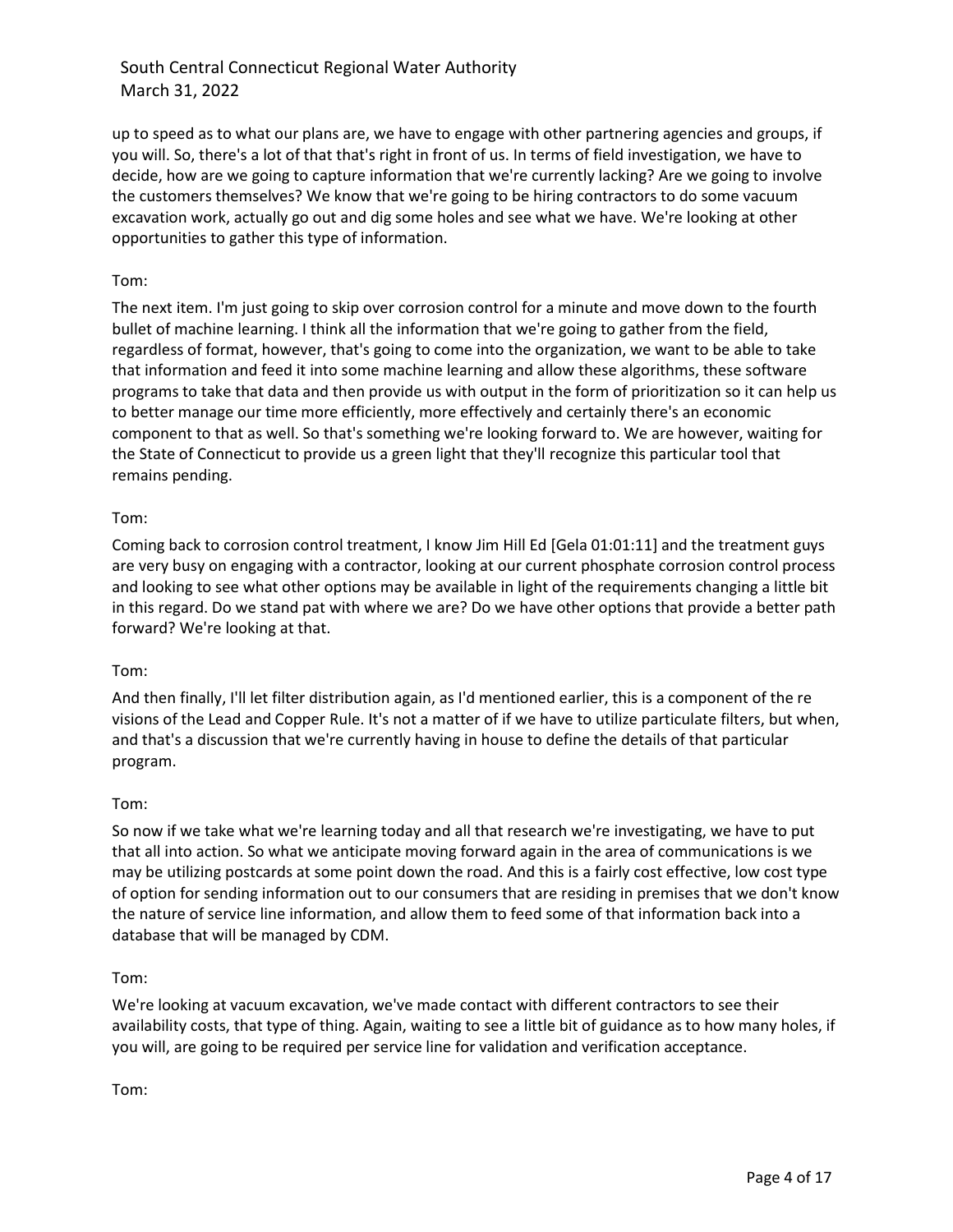up to speed as to what our plans are, we have to engage with other partnering agencies and groups, if you will. So, there's a lot of that that's right in front of us. In terms of field investigation, we have to decide, how are we going to capture information that we're currently lacking? Are we going to involve the customers themselves? We know that we're going to be hiring contractors to do some vacuum excavation work, actually go out and dig some holes and see what we have. We're looking at other opportunities to gather this type of information.

Tom:

The next item. I'm just going to skip over corrosion control for a minute and move down to the fourth bullet of machine learning. I think all the information that we're going to gather from the field, regardless of format, however, that's going to come into the organization, we want to be able to take that information and feed it into some machine learning and allow these algorithms, these software programs to take that data and then provide us with output in the form of prioritization so it can help us to better manage our time more efficiently, more effectively and certainly there's an economic component to that as well. So that's something we're looking forward to. We are however, waiting for the State of Connecticut to provide us a green light that they'll recognize this particular tool that remains pending.

Tom:

Coming back to corrosion control treatment, I know Jim Hill Ed [Gela 01:01:11] and the treatment guys are very busy on engaging with a contractor, looking at our current phosphate corrosion control process and looking to see what other options may be available in light of the requirements changing a little bit in this regard. Do we stand pat with where we are? Do we have other options that provide a better path forward? We're looking at that.

Tom:

And then finally, I'll let filter distribution again, as I'd mentioned earlier, this is a component of the re visions of the Lead and Copper Rule. It's not a matter of if we have to utilize particulate filters, but when, and that's a discussion that we're currently having in house to define the details of that particular program.

Tom:

So now if we take what we're learning today and all that research we're investigating, we have to put that all into action. So what we anticipate moving forward again in the area of communications is we may be utilizing postcards at some point down the road. And this is a fairly cost effective, low cost type of option for sending information out to our consumers that are residing in premises that we don't know the nature of service line information, and allow them to feed some of that information back into a database that will be managed by CDM.

Tom:

We're looking at vacuum excavation, we've made contact with different contractors to see their availability costs, that type of thing. Again, waiting to see a little bit of guidance as to how many holes, if you will, are going to be required per service line for validation and verification acceptance.

Tom: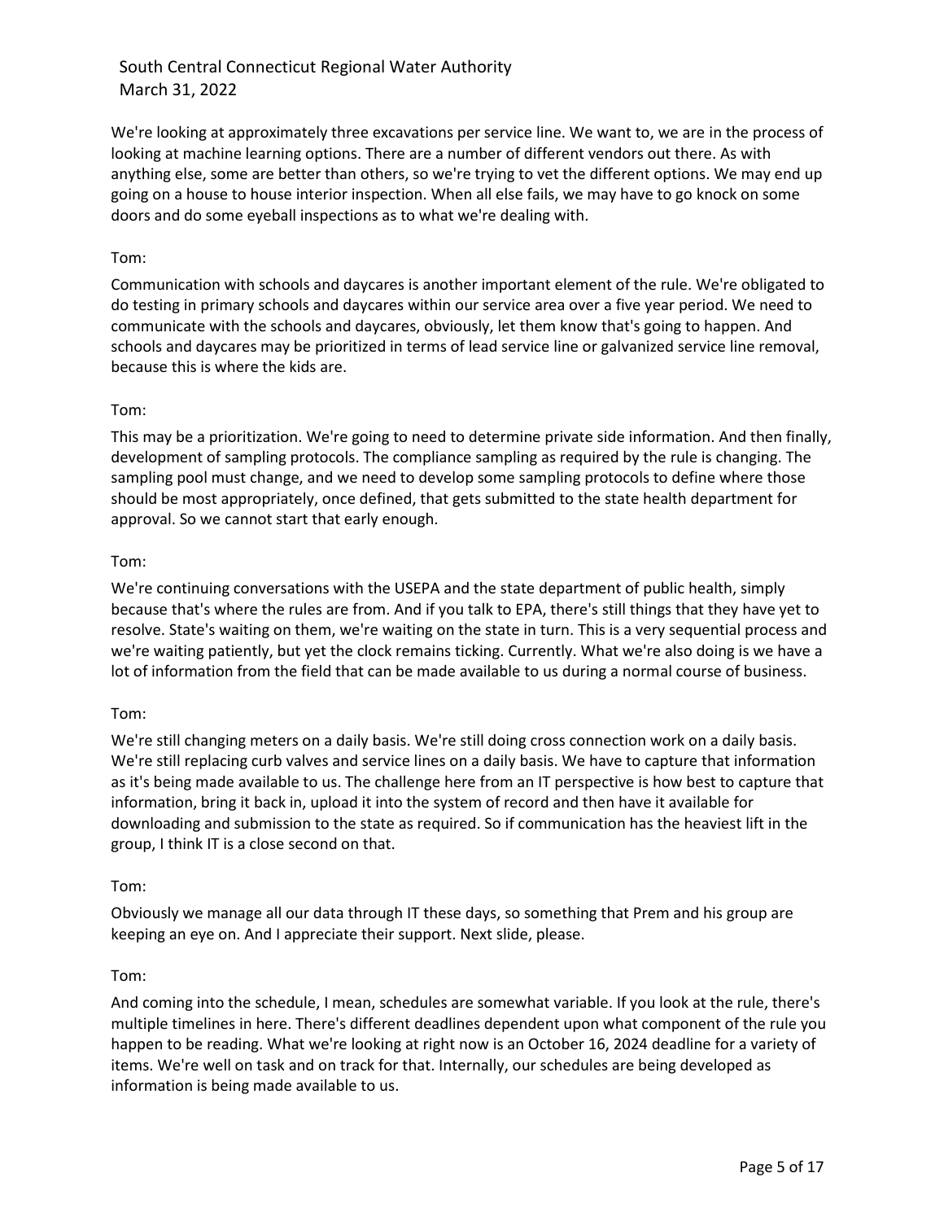We're looking at approximately three excavations per service line. We want to, we are in the process of looking at machine learning options. There are a number of different vendors out there. As with anything else, some are better than others, so we're trying to vet the different options. We may end up going on a house to house interior inspection. When all else fails, we may have to go knock on some doors and do some eyeball inspections as to what we're dealing with.

Tom:

Communication with schools and daycares is another important element of the rule. We're obligated to do testing in primary schools and daycares within our service area over a five year period. We need to communicate with the schools and daycares, obviously, let them know that's going to happen. And schools and daycares may be prioritized in terms of lead service line or galvanized service line removal, because this is where the kids are.

Tom:

This may be a prioritization. We're going to need to determine private side information. And then finally, development of sampling protocols. The compliance sampling as required by the rule is changing. The sampling pool must change, and we need to develop some sampling protocols to define where those should be most appropriately, once defined, that gets submitted to the state health department for approval. So we cannot start that early enough.

Tom:

We're continuing conversations with the USEPA and the state department of public health, simply because that's where the rules are from. And if you talk to EPA, there's still things that they have yet to resolve. State's waiting on them, we're waiting on the state in turn. This is a very sequential process and we're waiting patiently, but yet the clock remains ticking. Currently. What we're also doing is we have a lot of information from the field that can be made available to us during a normal course of business.

Tom:

We're still changing meters on a daily basis. We're still doing cross connection work on a daily basis. We're still replacing curb valves and service lines on a daily basis. We have to capture that information as it's being made available to us. The challenge here from an IT perspective is how best to capture that information, bring it back in, upload it into the system of record and then have it available for downloading and submission to the state as required. So if communication has the heaviest lift in the group, I think IT is a close second on that.

Tom:

Obviously we manage all our data through IT these days, so something that Prem and his group are keeping an eye on. And I appreciate their support. Next slide, please.

Tom:

And coming into the schedule, I mean, schedules are somewhat variable. If you look at the rule, there's multiple timelines in here. There's different deadlines dependent upon what component of the rule you happen to be reading. What we're looking at right now is an October 16, 2024 deadline for a variety of items. We're well on task and on track for that. Internally, our schedules are being developed as information is being made available to us.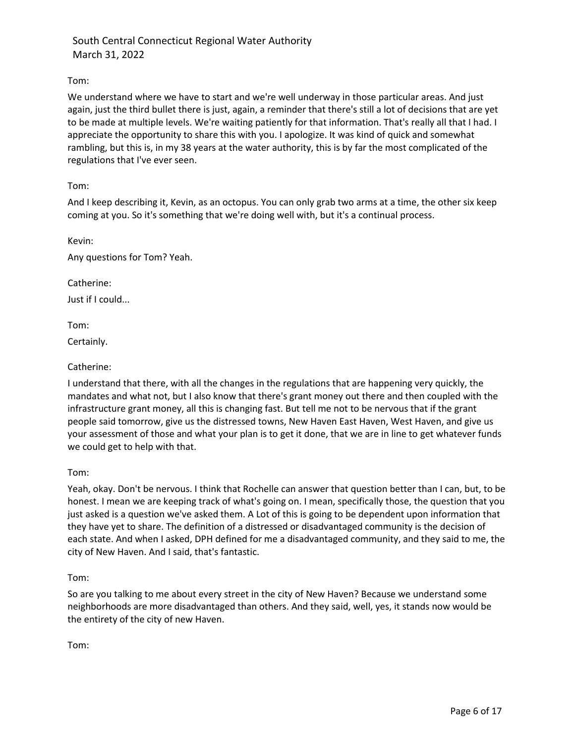Tom:

We understand where we have to start and we're well underway in those particular areas. And just again, just the third bullet there is just, again, a reminder that there's still a lot of decisions that are yet to be made at multiple levels. We're waiting patiently for that information. That's really all that I had. I appreciate the opportunity to share this with you. I apologize. It was kind of quick and somewhat rambling, but this is, in my 38 years at the water authority, this is by far the most complicated of the regulations that I've ever seen.

Tom:

And I keep describing it, Kevin, as an octopus. You can only grab two arms at a time, the other six keep coming at you. So it's something that we're doing well with, but it's a continual process.

Kevin:

Any questions for Tom? Yeah.

Catherine:

Just if I could...

Tom:

Certainly.

Catherine:

I understand that there, with all the changes in the regulations that are happening very quickly, the mandates and what not, but I also know that there's grant money out there and then coupled with the infrastructure grant money, all this is changing fast. But tell me not to be nervous that if the grant people said tomorrow, give us the distressed towns, New Haven East Haven, West Haven, and give us your assessment of those and what your plan is to get it done, that we are in line to get whatever funds we could get to help with that.

Tom:

Yeah, okay. Don't be nervous. I think that Rochelle can answer that question better than I can, but, to be honest. I mean we are keeping track of what's going on. I mean, specifically those, the question that you just asked is a question we've asked them. A Lot of this is going to be dependent upon information that they have yet to share. The definition of a distressed or disadvantaged community is the decision of each state. And when I asked, DPH defined for me a disadvantaged community, and they said to me, the city of New Haven. And I said, that's fantastic.

Tom:

So are you talking to me about every street in the city of New Haven? Because we understand some neighborhoods are more disadvantaged than others. And they said, well, yes, it stands now would be the entirety of the city of new Haven.

Tom: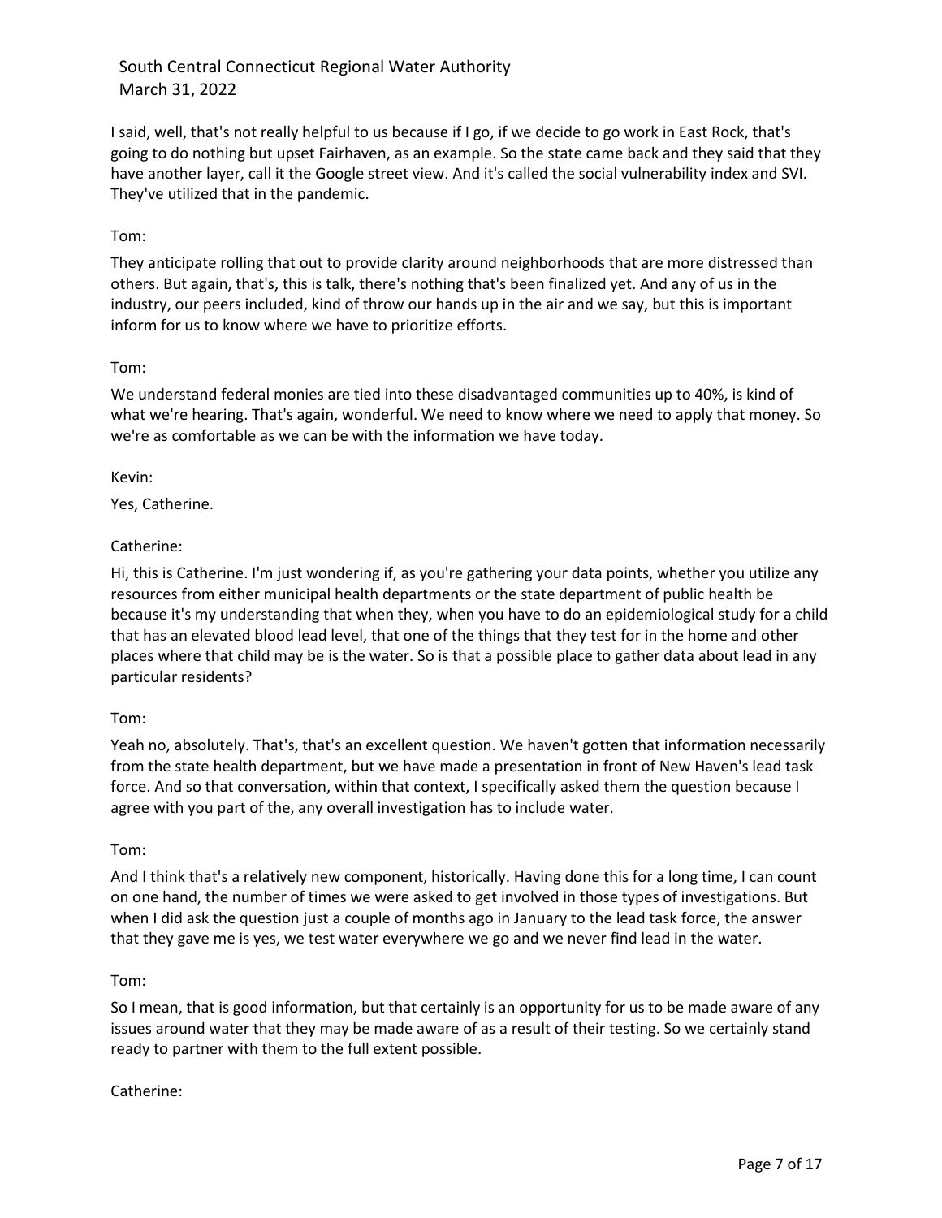I said, well, that's not really helpful to us because if I go, if we decide to go work in East Rock, that's going to do nothing but upset Fairhaven, as an example. So the state came back and they said that they have another layer, call it the Google street view. And it's called the social vulnerability index and SVI. They've utilized that in the pandemic.

Tom:

They anticipate rolling that out to provide clarity around neighborhoods that are more distressed than others. But again, that's, this is talk, there's nothing that's been finalized yet. And any of us in the industry, our peers included, kind of throw our hands up in the air and we say, but this is important inform for us to know where we have to prioritize efforts.

Tom:

We understand federal monies are tied into these disadvantaged communities up to 40%, is kind of what we're hearing. That's again, wonderful. We need to know where we need to apply that money. So we're as comfortable as we can be with the information we have today.

Kevin:

Yes, Catherine.

Catherine:

Hi, this is Catherine. I'm just wondering if, as you're gathering your data points, whether you utilize any resources from either municipal health departments or the state department of public health be because it's my understanding that when they, when you have to do an epidemiological study for a child that has an elevated blood lead level, that one of the things that they test for in the home and other places where that child may be is the water. So is that a possible place to gather data about lead in any particular residents?

Tom:

Yeah no, absolutely. That's, that's an excellent question. We haven't gotten that information necessarily from the state health department, but we have made a presentation in front of New Haven's lead task force. And so that conversation, within that context, I specifically asked them the question because I agree with you part of the, any overall investigation has to include water.

Tom:

And I think that's a relatively new component, historically. Having done this for a long time, I can count on one hand, the number of times we were asked to get involved in those types of investigations. But when I did ask the question just a couple of months ago in January to the lead task force, the answer that they gave me is yes, we test water everywhere we go and we never find lead in the water.

Tom:

So I mean, that is good information, but that certainly is an opportunity for us to be made aware of any issues around water that they may be made aware of as a result of their testing. So we certainly stand ready to partner with them to the full extent possible.

Catherine: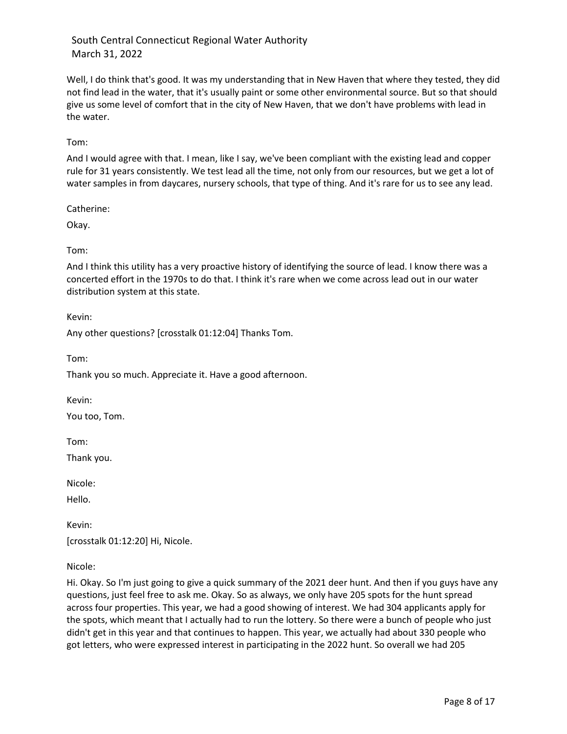Well, I do think that's good. It was my understanding that in New Haven that where they tested, they did not find lead in the water, that it's usually paint or some other environmental source. But so that should give us some level of comfort that in the city of New Haven, that we don't have problems with lead in the water.

Tom:

And I would agree with that. I mean, like I say, we've been compliant with the existing lead and copper rule for 31 years consistently. We test lead all the time, not only from our resources, but we get a lot of water samples in from daycares, nursery schools, that type of thing. And it's rare for us to see any lead.

Catherine:

Okay.

Tom:

And I think this utility has a very proactive history of identifying the source of lead. I know there was a concerted effort in the 1970s to do that. I think it's rare when we come across lead out in our water distribution system at this state.

Kevin:

Any other questions? [crosstalk 01:12:04] Thanks Tom.

Tom:

Thank you so much. Appreciate it. Have a good afternoon.

Kevin:

You too, Tom.

Tom:

Thank you.

Nicole:

Hello.

Kevin:

[crosstalk 01:12:20] Hi, Nicole.

Nicole:

Hi. Okay. So I'm just going to give a quick summary of the 2021 deer hunt. And then if you guys have any questions, just feel free to ask me. Okay. So as always, we only have 205 spots for the hunt spread across four properties. This year, we had a good showing of interest. We had 304 applicants apply for the spots, which meant that I actually had to run the lottery. So there were a bunch of people who just didn't get in this year and that continues to happen. This year, we actually had about 330 people who got letters, who were expressed interest in participating in the 2022 hunt. So overall we had 205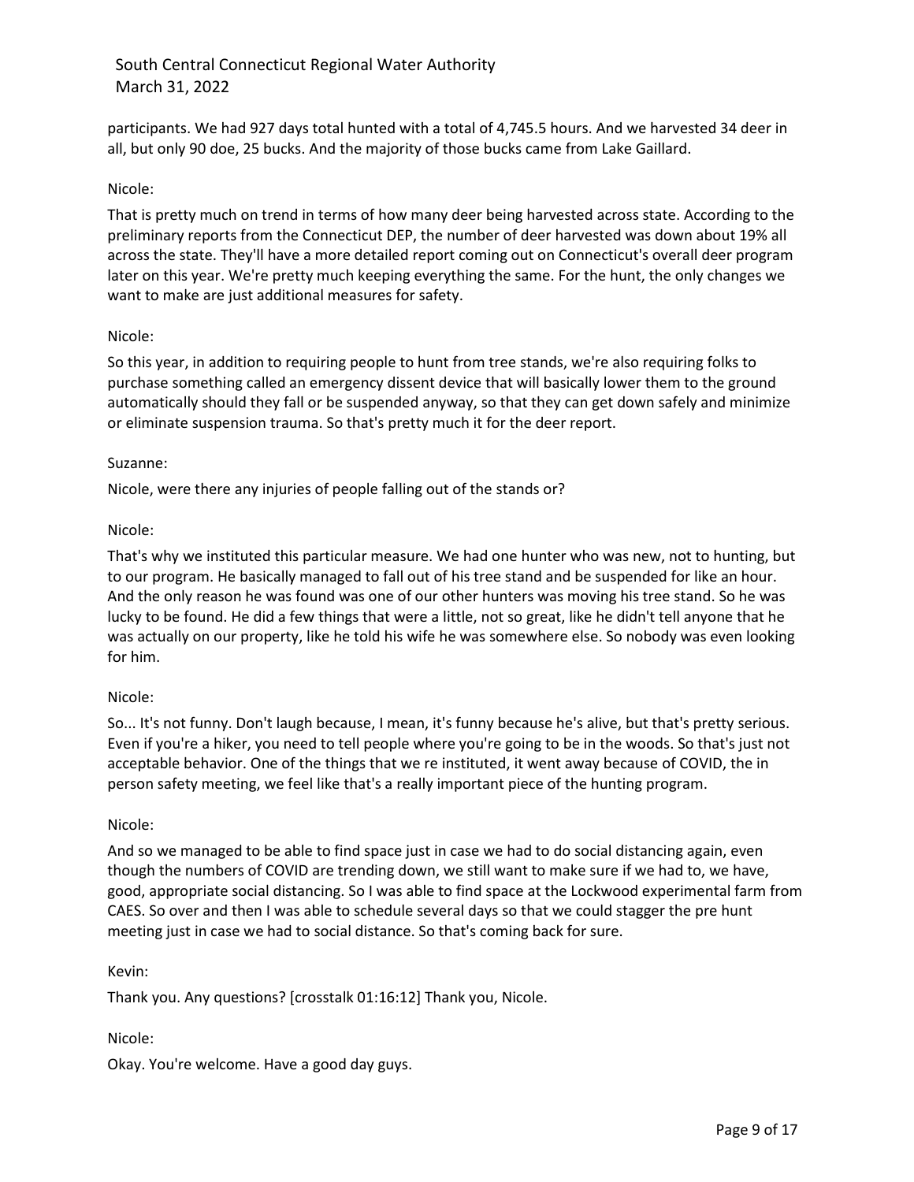participants. We had 927 days total hunted with a total of 4,745.5 hours. And we harvested 34 deer in all, but only 90 doe, 25 bucks. And the majority of those bucks came from Lake Gaillard.

Nicole:

That is pretty much on trend in terms of how many deer being harvested across state. According to the preliminary reports from the Connecticut DEP, the number of deer harvested was down about 19% all across the state. They'll have a more detailed report coming out on Connecticut's overall deer program later on this year. We're pretty much keeping everything the same. For the hunt, the only changes we want to make are just additional measures for safety.

Nicole:

So this year, in addition to requiring people to hunt from tree stands, we're also requiring folks to purchase something called an emergency dissent device that will basically lower them to the ground automatically should they fall or be suspended anyway, so that they can get down safely and minimize or eliminate suspension trauma. So that's pretty much it for the deer report.

Suzanne:

Nicole, were there any injuries of people falling out of the stands or?

Nicole:

That's why we instituted this particular measure. We had one hunter who was new, not to hunting, but to our program. He basically managed to fall out of his tree stand and be suspended for like an hour. And the only reason he was found was one of our other hunters was moving his tree stand. So he was lucky to be found. He did a few things that were a little, not so great, like he didn't tell anyone that he was actually on our property, like he told his wife he was somewhere else. So nobody was even looking for him.

Nicole:

So... It's not funny. Don't laugh because, I mean, it's funny because he's alive, but that's pretty serious. Even if you're a hiker, you need to tell people where you're going to be in the woods. So that's just not acceptable behavior. One of the things that we re instituted, it went away because of COVID, the in person safety meeting, we feel like that's a really important piece of the hunting program.

Nicole:

And so we managed to be able to find space just in case we had to do social distancing again, even though the numbers of COVID are trending down, we still want to make sure if we had to, we have, good, appropriate social distancing. So I was able to find space at the Lockwood experimental farm from CAES. So over and then I was able to schedule several days so that we could stagger the pre hunt meeting just in case we had to social distance. So that's coming back for sure.

Kevin:

Thank you. Any questions? [crosstalk 01:16:12] Thank you, Nicole.

Nicole:

Okay. You're welcome. Have a good day guys.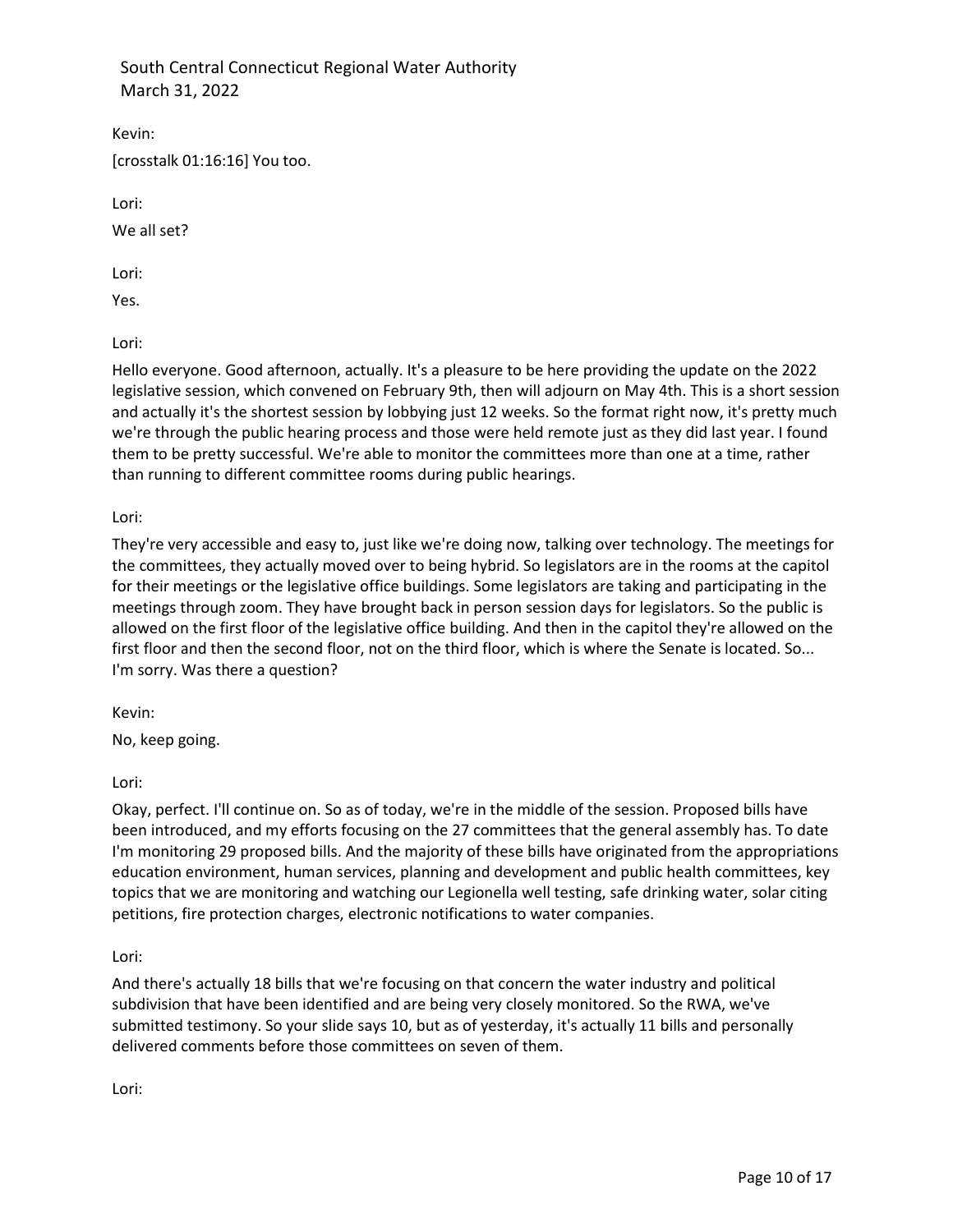Kevin:

[crosstalk 01:16:16] You too.

Lori:

We all set?

Lori:

Yes.

Lori:

Hello everyone. Good afternoon, actually. It's a pleasure to be here providing the update on the 2022 legislative session, which convened on February 9th, then will adjourn on May 4th. This is a short session and actually it's the shortest session by lobbying just 12 weeks. So the format right now, it's pretty much we're through the public hearing process and those were held remote just as they did last year. I found them to be pretty successful. We're able to monitor the committees more than one at a time, rather than running to different committee rooms during public hearings.

Lori:

They're very accessible and easy to, just like we're doing now, talking over technology. The meetings for the committees, they actually moved over to being hybrid. So legislators are in the rooms at the capitol for their meetings or the legislative office buildings. Some legislators are taking and participating in the meetings through zoom. They have brought back in person session days for legislators. So the public is allowed on the first floor of the legislative office building. And then in the capitol they're allowed on the first floor and then the second floor, not on the third floor, which is where the Senate is located. So... I'm sorry. Was there a question?

Kevin:

No, keep going.

Lori:

Okay, perfect. I'll continue on. So as of today, we're in the middle of the session. Proposed bills have been introduced, and my efforts focusing on the 27 committees that the general assembly has. To date I'm monitoring 29 proposed bills. And the majority of these bills have originated from the appropriations education environment, human services, planning and development and public health committees, key topics that we are monitoring and watching our Legionella well testing, safe drinking water, solar citing petitions, fire protection charges, electronic notifications to water companies.

Lori:

And there's actually 18 bills that we're focusing on that concern the water industry and political subdivision that have been identified and are being very closely monitored. So the RWA, we've submitted testimony. So your slide says 10, but as of yesterday, it's actually 11 bills and personally delivered comments before those committees on seven of them.

Lori: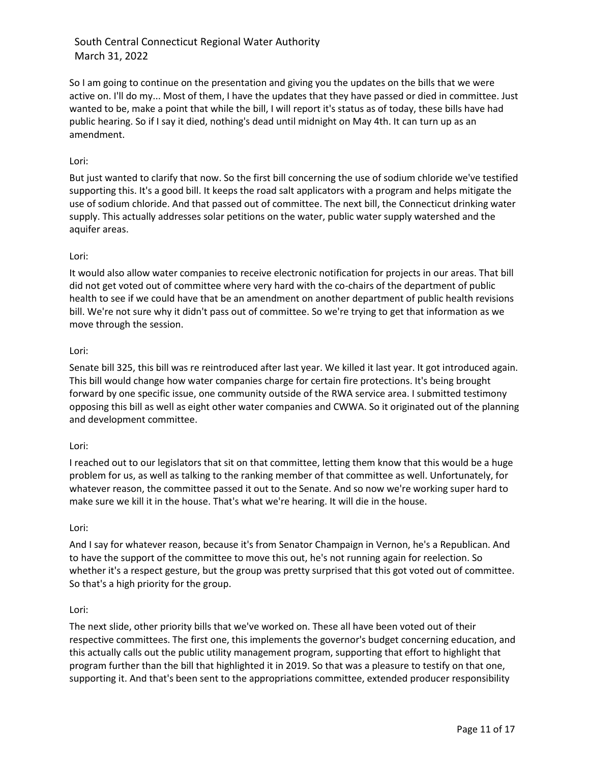So I am going to continue on the presentation and giving you the updates on the bills that we were active on. I'll do my... Most of them, I have the updates that they have passed or died in committee. Just wanted to be, make a point that while the bill, I will report it's status as of today, these bills have had public hearing. So if I say it died, nothing's dead until midnight on May 4th. It can turn up as an amendment.

Lori:

But just wanted to clarify that now. So the first bill concerning the use of sodium chloride we've testified supporting this. It's a good bill. It keeps the road salt applicators with a program and helps mitigate the use of sodium chloride. And that passed out of committee. The next bill, the Connecticut drinking water supply. This actually addresses solar petitions on the water, public water supply watershed and the aquifer areas.

Lori:

It would also allow water companies to receive electronic notification for projects in our areas. That bill did not get voted out of committee where very hard with the co-chairs of the department of public health to see if we could have that be an amendment on another department of public health revisions bill. We're not sure why it didn't pass out of committee. So we're trying to get that information as we move through the session.

Lori:

Senate bill 325, this bill was re reintroduced after last year. We killed it last year. It got introduced again. This bill would change how water companies charge for certain fire protections. It's being brought forward by one specific issue, one community outside of the RWA service area. I submitted testimony opposing this bill as well as eight other water companies and CWWA. So it originated out of the planning and development committee.

Lori:

I reached out to our legislators that sit on that committee, letting them know that this would be a huge problem for us, as well as talking to the ranking member of that committee as well. Unfortunately, for whatever reason, the committee passed it out to the Senate. And so now we're working super hard to make sure we kill it in the house. That's what we're hearing. It will die in the house.

Lori:

And I say for whatever reason, because it's from Senator Champaign in Vernon, he's a Republican. And to have the support of the committee to move this out, he's not running again for reelection. So whether it's a respect gesture, but the group was pretty surprised that this got voted out of committee. So that's a high priority for the group.

Lori:

The next slide, other priority bills that we've worked on. These all have been voted out of their respective committees. The first one, this implements the governor's budget concerning education, and this actually calls out the public utility management program, supporting that effort to highlight that program further than the bill that highlighted it in 2019. So that was a pleasure to testify on that one, supporting it. And that's been sent to the appropriations committee, extended producer responsibility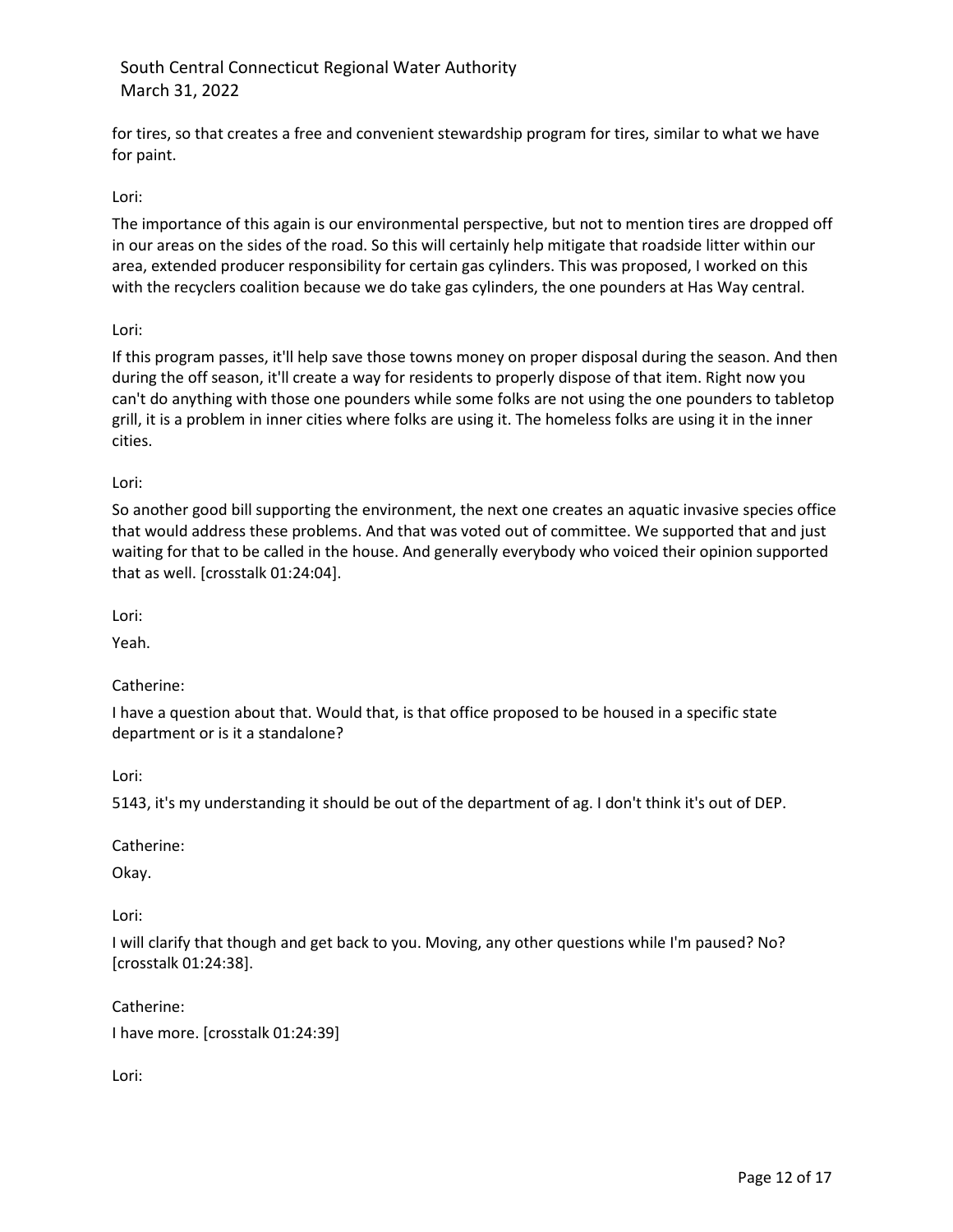for tires, so that creates a free and convenient stewardship program for tires, similar to what we have for paint.

Lori:

The importance of this again is our environmental perspective, but not to mention tires are dropped off in our areas on the sides of the road. So this will certainly help mitigate that roadside litter within our area, extended producer responsibility for certain gas cylinders. This was proposed, I worked on this with the recyclers coalition because we do take gas cylinders, the one pounders at Has Way central.

Lori:

If this program passes, it'll help save those towns money on proper disposal during the season. And then during the off season, it'll create a way for residents to properly dispose of that item. Right now you can't do anything with those one pounders while some folks are not using the one pounders to tabletop grill, it is a problem in inner cities where folks are using it. The homeless folks are using it in the inner cities.

Lori:

So another good bill supporting the environment, the next one creates an aquatic invasive species office that would address these problems. And that was voted out of committee. We supported that and just waiting for that to be called in the house. And generally everybody who voiced their opinion supported that as well. [crosstalk 01:24:04].

Lori:

Yeah.

Catherine:

I have a question about that. Would that, is that office proposed to be housed in a specific state department or is it a standalone?

Lori:

5143, it's my understanding it should be out of the department of ag. I don't think it's out of DEP.

Catherine:

Okay.

Lori:

I will clarify that though and get back to you. Moving, any other questions while I'm paused? No? [crosstalk 01:24:38].

Catherine:

I have more. [crosstalk 01:24:39]

Lori: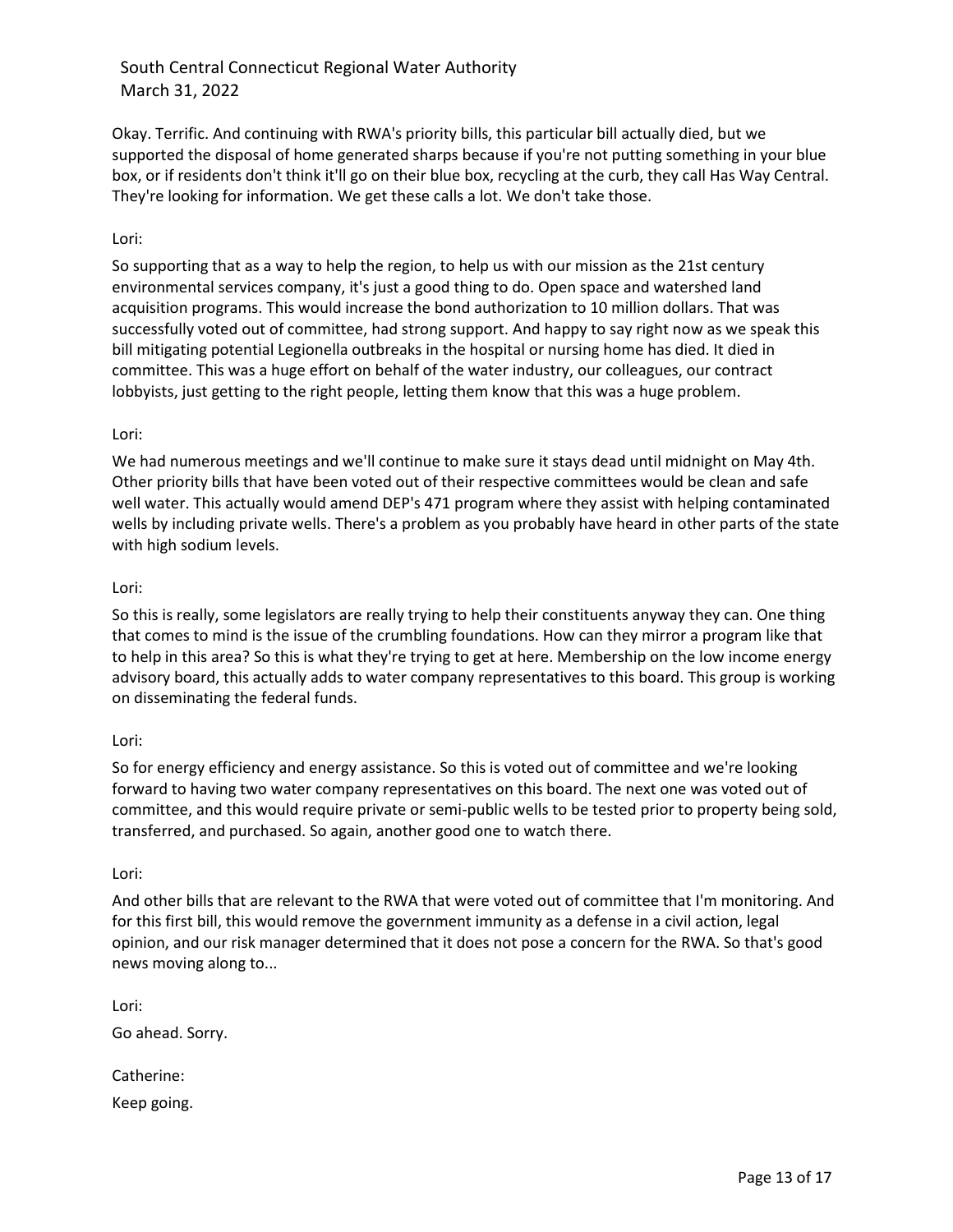Okay. Terrific. And continuing with RWA's priority bills, this particular bill actually died, but we supported the disposal of home generated sharps because if you're not putting something in your blue box, or if residents don't think it'll go on their blue box, recycling at the curb, they call Has Way Central. They're looking for information. We get these calls a lot. We don't take those.

Lori:

So supporting that as a way to help the region, to help us with our mission as the 21st century environmental services company, it's just a good thing to do. Open space and watershed land acquisition programs. This would increase the bond authorization to 10 million dollars. That was successfully voted out of committee, had strong support. And happy to say right now as we speak this bill mitigating potential Legionella outbreaks in the hospital or nursing home has died. It died in committee. This was a huge effort on behalf of the water industry, our colleagues, our contract lobbyists, just getting to the right people, letting them know that this was a huge problem.

Lori:

We had numerous meetings and we'll continue to make sure it stays dead until midnight on May 4th. Other priority bills that have been voted out of their respective committees would be clean and safe well water. This actually would amend DEP's 471 program where they assist with helping contaminated wells by including private wells. There's a problem as you probably have heard in other parts of the state with high sodium levels.

Lori:

So this is really, some legislators are really trying to help their constituents anyway they can. One thing that comes to mind is the issue of the crumbling foundations. How can they mirror a program like that to help in this area? So this is what they're trying to get at here. Membership on the low income energy advisory board, this actually adds to water company representatives to this board. This group is working on disseminating the federal funds.

Lori:

So for energy efficiency and energy assistance. So this is voted out of committee and we're looking forward to having two water company representatives on this board. The next one was voted out of committee, and this would require private or semi-public wells to be tested prior to property being sold, transferred, and purchased. So again, another good one to watch there.

Lori:

And other bills that are relevant to the RWA that were voted out of committee that I'm monitoring. And for this first bill, this would remove the government immunity as a defense in a civil action, legal opinion, and our risk manager determined that it does not pose a concern for the RWA. So that's good news moving along to...

Lori:

Go ahead. Sorry.

Catherine:

Keep going.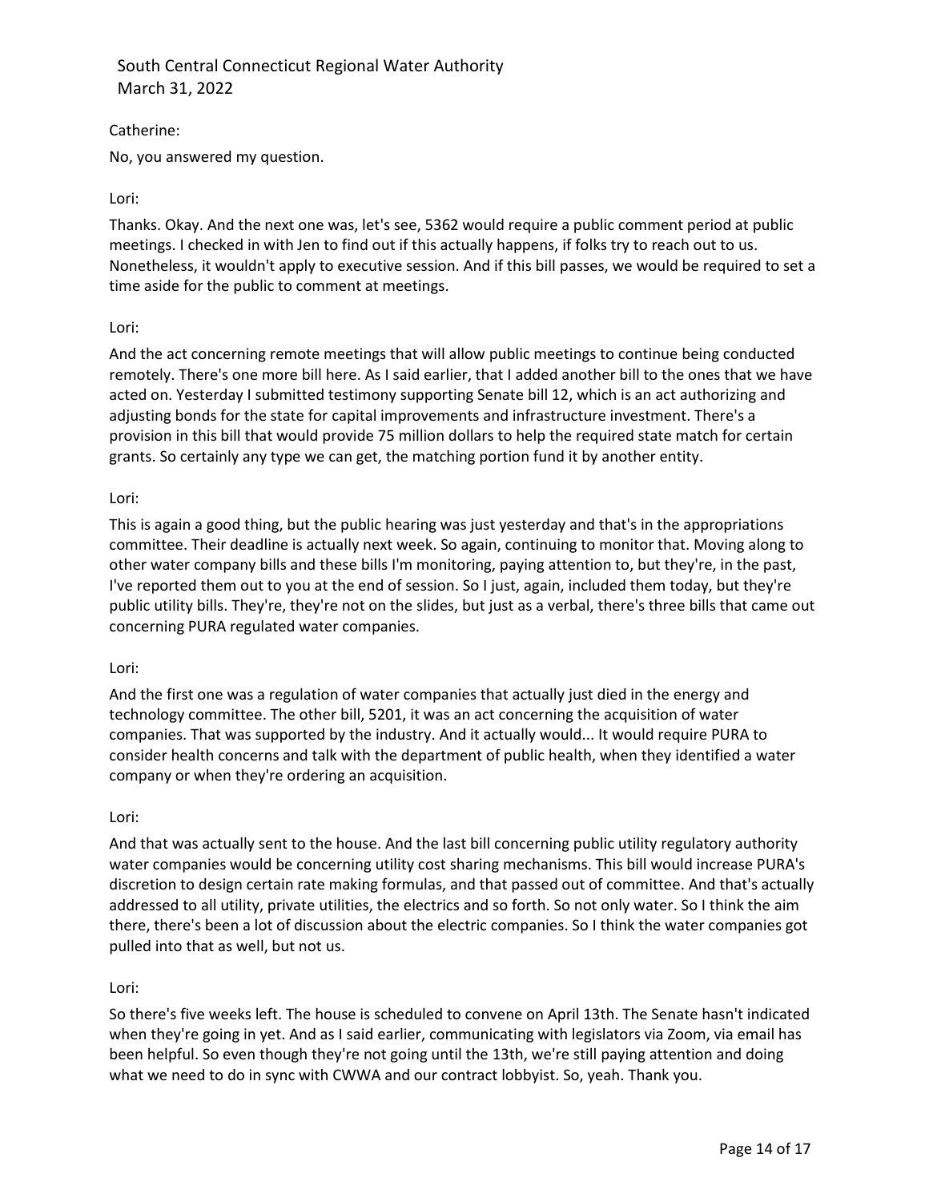Catherine:

No, you answered my question.

Lori:

Thanks. Okay. And the next one was, let's see, 5362 would require a public comment period at public meetings. I checked in with Jen to find out if this actually happens, if folks try to reach out to us. Nonetheless, it wouldn't apply to executive session. And if this bill passes, we would be required to set a time aside for the public to comment at meetings.

Lori:

And the act concerning remote meetings that will allow public meetings to continue being conducted remotely. There's one more bill here. As I said earlier, that I added another bill to the ones that we have acted on. Yesterday I submitted testimony supporting Senate bill 12, which is an act authorizing and adjusting bonds for the state for capital improvements and infrastructure investment. There's a provision in this bill that would provide 75 million dollars to help the required state match for certain grants. So certainly any type we can get, the matching portion fund it by another entity.

Lori:

This is again a good thing, but the public hearing was just yesterday and that's in the appropriations committee. Their deadline is actually next week. So again, continuing to monitor that. Moving along to other water company bills and these bills I'm monitoring, paying attention to, but they're, in the past, I've reported them out to you at the end of session. So I just, again, included them today, but they're public utility bills. They're, they're not on the slides, but just as a verbal, there's three bills that came out concerning PURA regulated water companies.

Lori:

And the first one was a regulation of water companies that actually just died in the energy and technology committee. The other bill, 5201, it was an act concerning the acquisition of water companies. That was supported by the industry. And it actually would... It would require PURA to consider health concerns and talk with the department of public health, when they identified a water company or when they're ordering an acquisition.

Lori:

And that was actually sent to the house. And the last bill concerning public utility regulatory authority water companies would be concerning utility cost sharing mechanisms. This bill would increase PURA's discretion to design certain rate making formulas, and that passed out of committee. And that's actually addressed to all utility, private utilities, the electrics and so forth. So not only water. So I think the aim there, there's been a lot of discussion about the electric companies. So I think the water companies got pulled into that as well, but not us.

Lori:

So there's five weeks left. The house is scheduled to convene on April 13th. The Senate hasn't indicated when they're going in yet. And as I said earlier, communicating with legislators via Zoom, via email has been helpful. So even though they're not going until the 13th, we're still paying attention and doing what we need to do in sync with CWWA and our contract lobbyist. So, yeah. Thank you.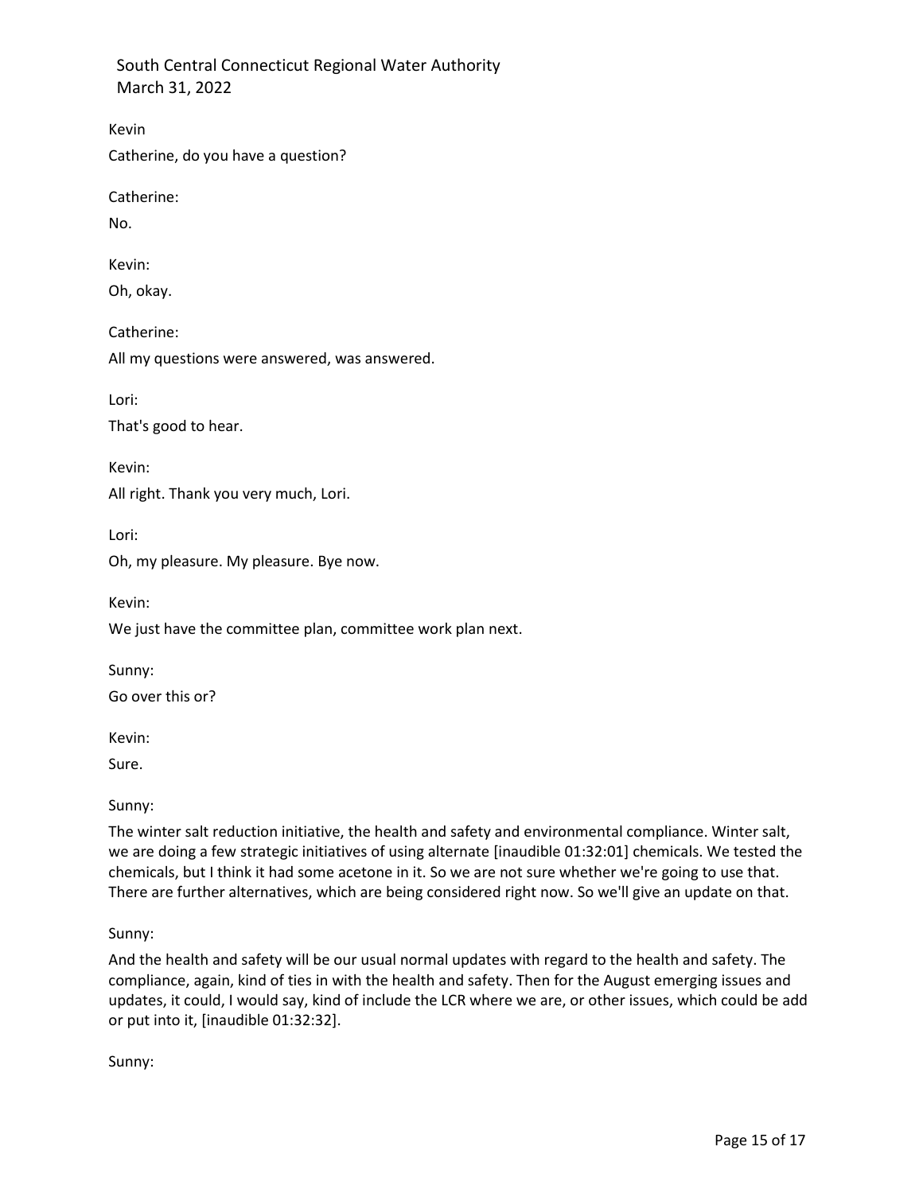Kevin

Catherine, do you have a question?

Catherine:

No.

Kevin:

Oh, okay.

Catherine:

All my questions were answered, was answered.

Lori:

That's good to hear.

Kevin:

All right. Thank you very much, Lori.

Lori:

Oh, my pleasure. My pleasure. Bye now.

Kevin:

We just have the committee plan, committee work plan next.

Sunny:

Go over this or?

Kevin:

Sure.

Sunny:

The winter salt reduction initiative, the health and safety and environmental compliance. Winter salt, we are doing a few strategic initiatives of using alternate [inaudible 01:32:01] chemicals. We tested the chemicals, but I think it had some acetone in it. So we are not sure whether we're going to use that. There are further alternatives, which are being considered right now. So we'll give an update on that.

Sunny:

And the health and safety will be our usual normal updates with regard to the health and safety. The compliance, again, kind of ties in with the health and safety. Then for the August emerging issues and updates, it could, I would say, kind of include the LCR where we are, or other issues, which could be add or put into it, [inaudible 01:32:32].

Sunny: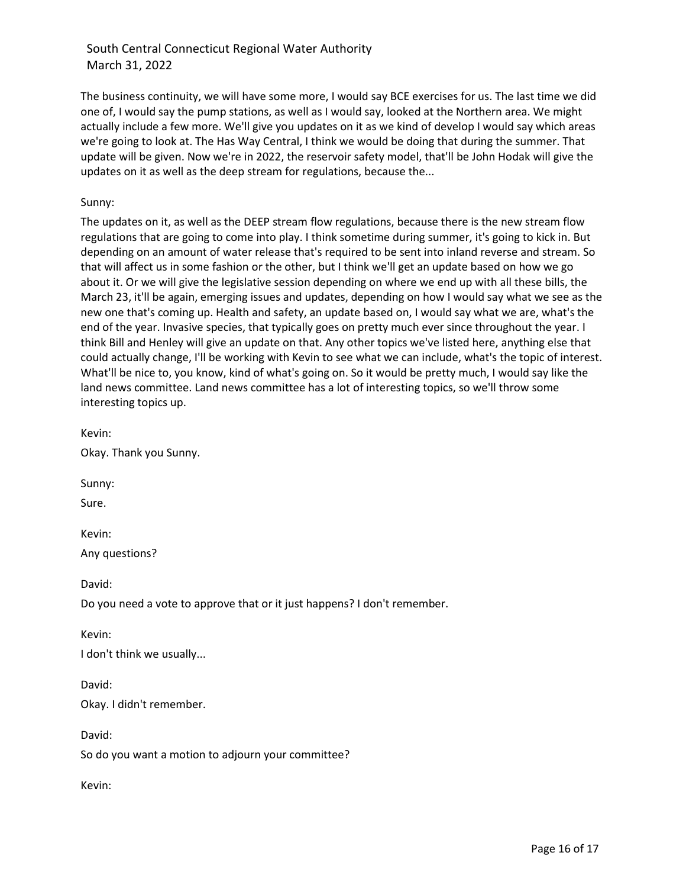The business continuity, we will have some more, I would say BCE exercises for us. The last time we did one of, I would say the pump stations, as well as I would say, looked at the Northern area. We might actually include a few more. We'll give you updates on it as we kind of develop I would say which areas we're going to look at. The Has Way Central, I think we would be doing that during the summer. That update will be given. Now we're in 2022, the reservoir safety model, that'll be John Hodak will give the updates on it as well as the deep stream for regulations, because the...

Sunny:

The updates on it, as well as the DEEP stream flow regulations, because there is the new stream flow regulations that are going to come into play. I think sometime during summer, it's going to kick in. But depending on an amount of water release that's required to be sent into inland reverse and stream. So that will affect us in some fashion or the other, but I think we'll get an update based on how we go about it. Or we will give the legislative session depending on where we end up with all these bills, the March 23, it'll be again, emerging issues and updates, depending on how I would say what we see as the new one that's coming up. Health and safety, an update based on, I would say what we are, what's the end of the year. Invasive species, that typically goes on pretty much ever since throughout the year. I think Bill and Henley will give an update on that. Any other topics we've listed here, anything else that could actually change, I'll be working with Kevin to see what we can include, what's the topic of interest. What'll be nice to, you know, kind of what's going on. So it would be pretty much, I would say like the land news committee. Land news committee has a lot of interesting topics, so we'll throw some interesting topics up.

Kevin:

Okay. Thank you Sunny.

Sunny:

Sure.

Kevin:

Any questions?

David:

Do you need a vote to approve that or it just happens? I don't remember.

Kevin:

I don't think we usually...

David:

Okay. I didn't remember.

David:

So do you want a motion to adjourn your committee?

Kevin: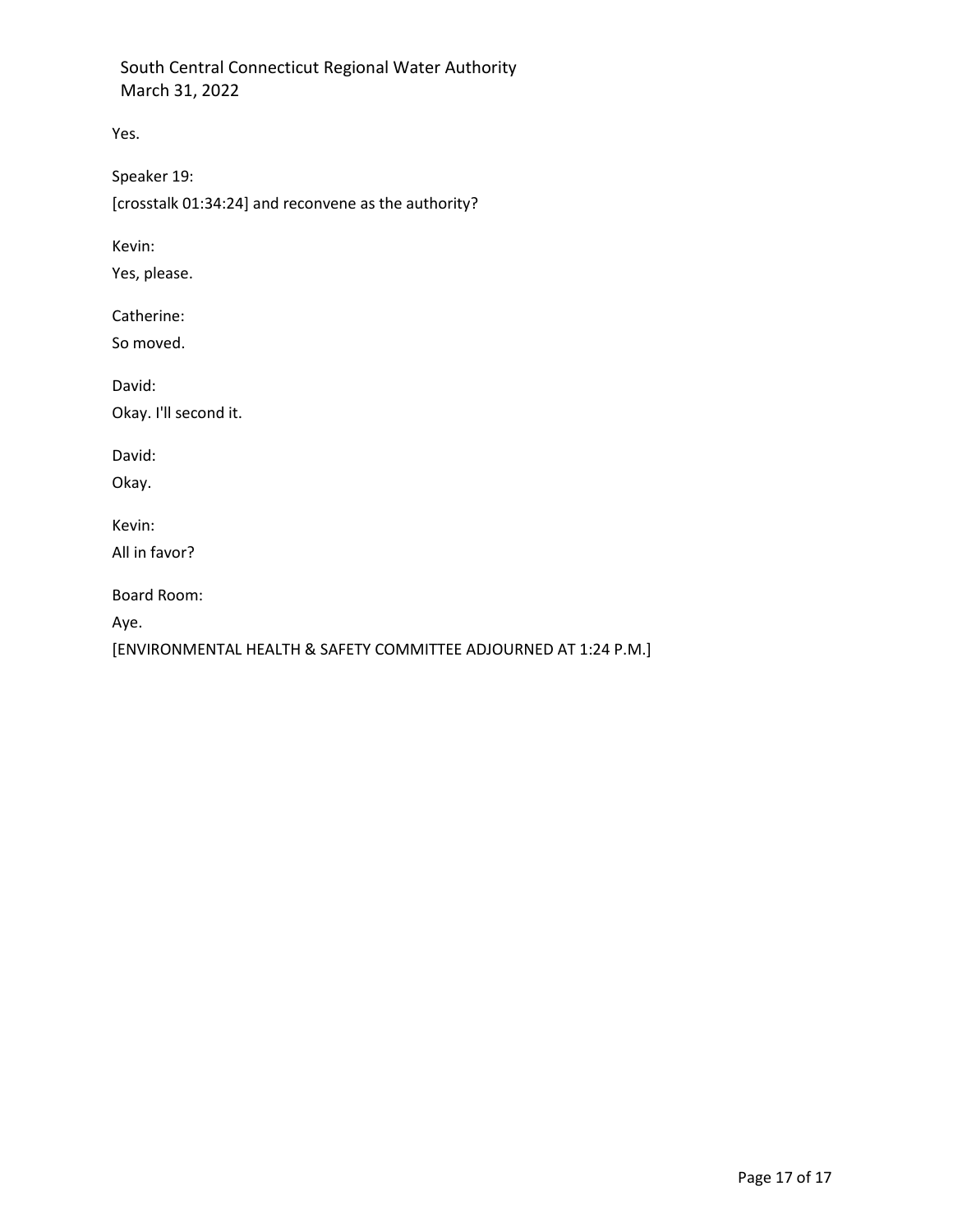Yes.

Speaker 19:

[crosstalk 01:34:24] and reconvene as the authority?

Kevin:

Yes, please.

Catherine:

So moved.

David:

Okay. I'll second it.

David:

Okay.

Kevin:

All in favor?

Board Room:

Aye.

[ENVIRONMENTAL HEALTH & SAFETY COMMITTEE ADJOURNED AT 1:24 P.M.]